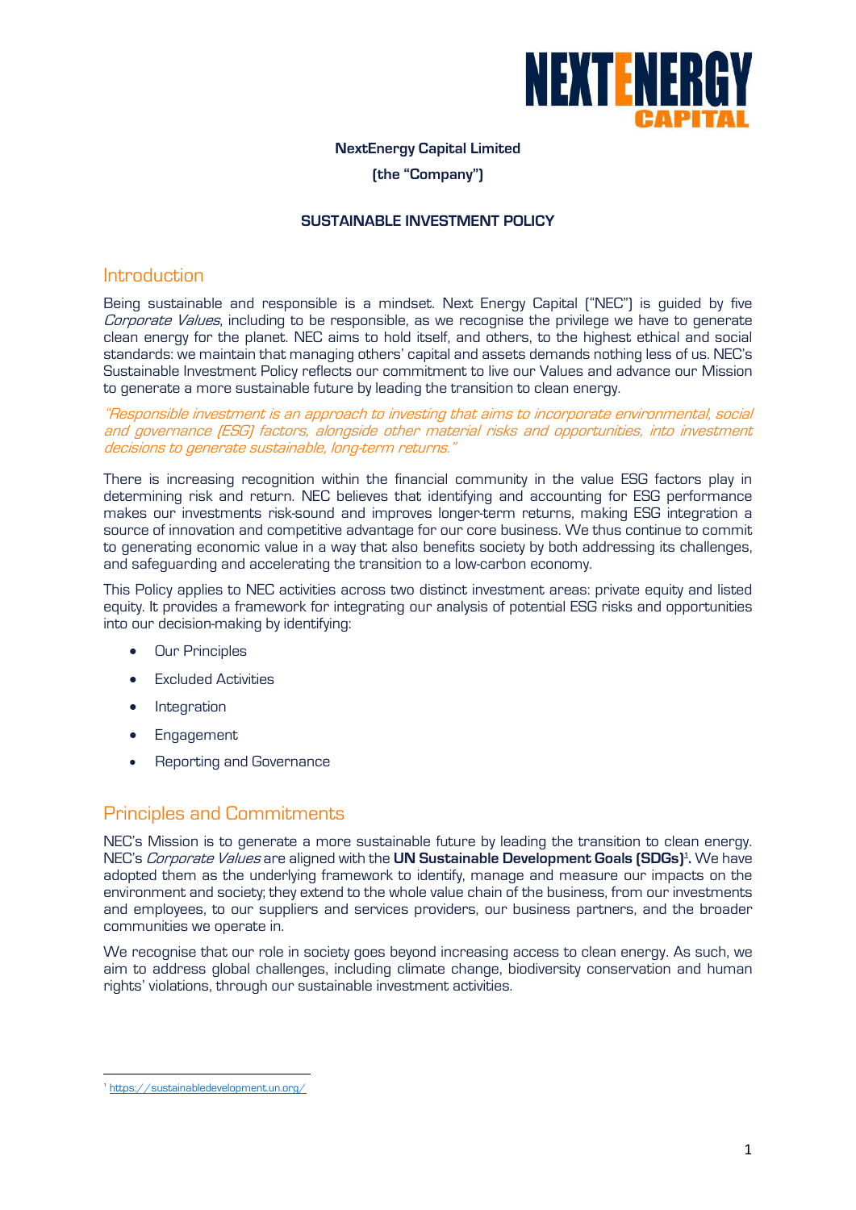**NextEnergy Capital Limited**

**(the "Company")**

**SUSTAINABLE INVESTMENT POLICY**

## Introduction

Being sustainable and responsible is a mindset. Next Energy Capital ("NEC") is guided by five *Corporate Values*, including to be responsible, as we recognise the privilege we have to generate clean energy for the planet. NEC aims to hold itself, and others, to the highest ethical and social standards: we maintain that managing others' capital and assets demands nothing less of us. NEC's Sustainable Investment Policy reflects our commitment to live our Values and advance our Mission to generate a more sustainable future by leading the transition to clean energy.

*"Responsible investment is an approach to investing that aims to incorporate environmental, social and governance (ESG) factors, alongside other material risks and opportunities, into investment decisions to generate sustainable, long-term returns."*

There is increasing recognition within the financial community in the value ESG factors play in determining risk and return. NEC believes that identifying and accounting for ESG performance makes our investments risk-sound and improves longer-term returns, making ESG integration a source of innovation and competitive advantage for our core business. We thus continue to commit to generating economic value in a way that also benefits society by both addressing its challenges, and safeguarding and accelerating the transition to a low-carbon economy.

This Policy applies to NEC activities across two distinct investment areas: private equity and listed equity. It provides a framework for integrating our analysis of potential ESG risks and opportunities into our decision-making by identifying:

- Our Principles
- Excluded Activities
- Integration
- Engagement
- Reporting and Governance

## Principles and Commitments

NEC's Mission is to generate a more sustainable future by leading the transition to clean energy. NEC's *Corporate Values* are aligned with the **UN Sustainable Development Goals (SDGs)**[1]**.** We have adopted them as the underlying framework to identify, manage and measure our impacts on the environment and society; they extend to the whole value chain of the business, from our investments and employees, to our suppliers and services providers, our business partners, and the broader communities we operate in.

We recognise that our role in society goes beyond increasing access to clean energy. As such, we aim to address global challenges, including climate change, biodiversity conservation and human rights' violations, through our sustainable investment activities.

[1] https://sustainabledevelopment.un.org/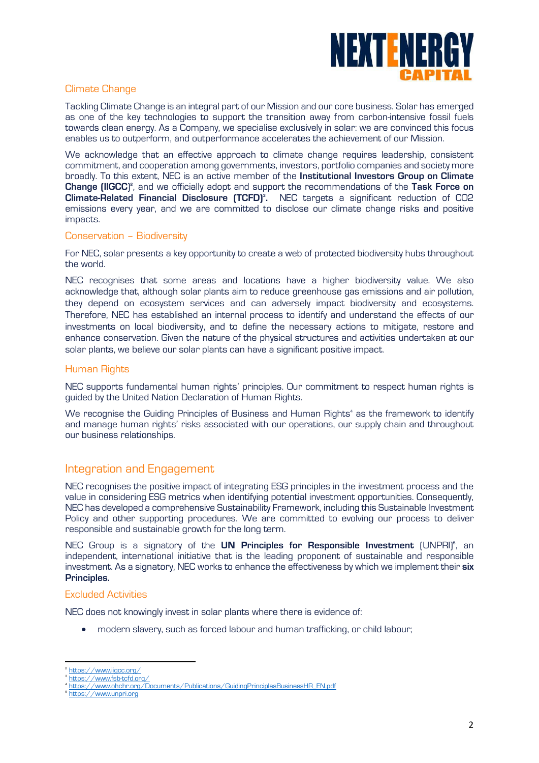### Climate Change

Tackling Climate Change is an integral part of our Mission and our core business. Solar has emerged as one of the key technologies to support the transition away from carbon-intensive fossil fuels towards clean energy. As a Company, we specialise exclusively in solar: we are convinced this focus enables us to outperform, and outperformance accelerates the achievement of our Mission.

We acknowledge that an effective approach to climate change requires leadership, consistent commitment, and cooperation among governments, investors, portfolio companies and society more broadly. To this extent, NEC is an active member of the **Institutional Investors Group on Climate Change (IIGCC)**[2], and we officially adopt and support the recommendations of the **Task Force on Climate-Related Financial Disclosure (TCFD)**[3]. NEC targets a significant reduction of CO2 emissions every year, and we are committed to disclose our climate change risks and positive impacts.

### Conservation – Biodiversity

For NEC, solar presents a key opportunity to create a web of protected biodiversity hubs throughout the world.

NEC recognises that some areas and locations have a higher biodiversity value. We also acknowledge that, although solar plants aim to reduce greenhouse gas emissions and air pollution, they depend on ecosystem services and can adversely impact biodiversity and ecosystems. Therefore, NEC has established an internal process to identify and understand the effects of our investments on local biodiversity, and to define the necessary actions to mitigate, restore and enhance conservation. Given the nature of the physical structures and activities undertaken at our solar plants, we believe our solar plants can have a significant positive impact.

### Human Rights

NEC supports fundamental human rights' principles. Our commitment to respect human rights is guided by the United Nation Declaration of Human Rights.

We recognise the Guiding Principles of Business and Human Rights[4] as the framework to identify and manage human rights' risks associated with our operations, our supply chain and throughout our business relationships.

## Integration and Engagement

NEC recognises the positive impact of integrating ESG principles in the investment process and the value in considering ESG metrics when identifying potential investment opportunities. Consequently, NEC has developed a comprehensive Sustainability Framework, including this Sustainable Investment Policy and other supporting procedures. We are committed to evolving our process to deliver responsible and sustainable growth for the long term.

NEC Group is a signatory of the **UN Principles for Responsible Investment** (UNPRI)[5], an independent, international initiative that is the leading proponent of sustainable and responsible investment. As a signatory, NEC works to enhance the effectiveness by which we implement their **six Principles.**

### Excluded Activities

NEC does not knowingly invest in solar plants where there is evidence of:

- modern slavery, such as forced labour and human trafficking, or child labour;

[2] https://www.iigcc.org/
[3] https://www.fsb-tcfd.org/
[4] https://www.ohchr.org/Documents/Publications/GuidingPrinciplesBusinessHR_EN.pdf
[5] https://www.unpri.org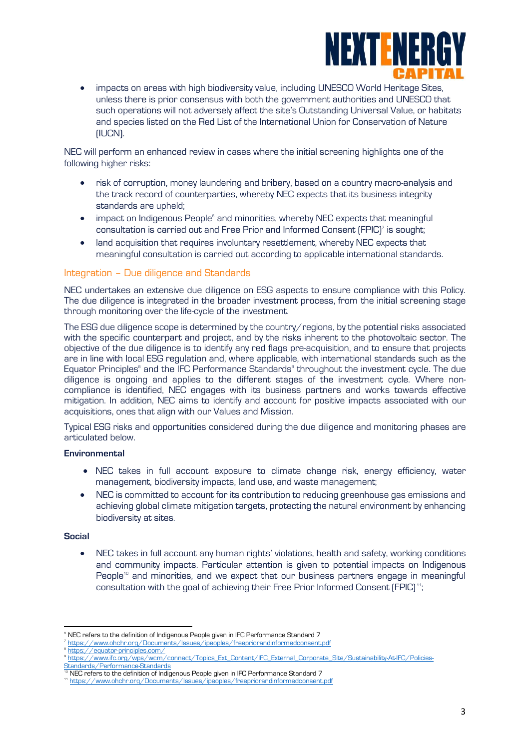- impacts on areas with high biodiversity value, including UNESCO World Heritage Sites, unless there is prior consensus with both the government authorities and UNESCO that such operations will not adversely affect the site's Outstanding Universal Value, or habitats and species listed on the Red List of the International Union for Conservation of Nature (IUCN).

NEC will perform an enhanced review in cases where the initial screening highlights one of the following higher risks:

- risk of corruption, money laundering and bribery, based on a country macro-analysis and the track record of counterparties, whereby NEC expects that its business integrity standards are upheld;
- impact on Indigenous People[6] and minorities, whereby NEC expects that meaningful consultation is carried out and Free Prior and Informed Consent (FPIC)[7] is sought;
- land acquisition that requires involuntary resettlement, whereby NEC expects that meaningful consultation is carried out according to applicable international standards.

## Integration – Due diligence and Standards

NEC undertakes an extensive due diligence on ESG aspects to ensure compliance with this Policy. The due diligence is integrated in the broader investment process, from the initial screening stage through monitoring over the life-cycle of the investment.

The ESG due diligence scope is determined by the country/regions, by the potential risks associated with the specific counterpart and project, and by the risks inherent to the photovoltaic sector. The objective of the due diligence is to identify any red flags pre-acquisition, and to ensure that projects are in line with local ESG regulation and, where applicable, with international standards such as the Equator Principles[8] and the IFC Performance Standards[9] throughout the investment cycle. The due diligence is ongoing and applies to the different stages of the investment cycle. Where non-compliance is identified, NEC engages with its business partners and works towards effective mitigation. In addition, NEC aims to identify and account for positive impacts associated with our acquisitions, ones that align with our Values and Mission.

Typical ESG risks and opportunities considered during the due diligence and monitoring phases are articulated below.

**Environmental**

- NEC takes in full account exposure to climate change risk, energy efficiency, water management, biodiversity impacts, land use, and waste management;
- NEC is committed to account for its contribution to reducing greenhouse gas emissions and achieving global climate mitigation targets, protecting the natural environment by enhancing biodiversity at sites.

**Social**

- NEC takes in full account any human rights' violations, health and safety, working conditions and community impacts. Particular attention is given to potential impacts on Indigenous People[10] and minorities, and we expect that our business partners engage in meaningful consultation with the goal of achieving their Free Prior Informed Consent (FPIC)[11];

---

[6] NEC refers to the definition of Indigenous People given in IFC Performance Standard 7
[7] https://www.ohchr.org/Documents/Issues/ipeoples/freepriorandinformedconsent.pdf
[8] https://equator-principles.com/
[9] https://www.ifc.org/wps/wcm/connect/Topics_Ext_Content/IFC_External_Corporate_Site/Sustainability-At-IFC/Policies-Standards/Performance-Standards
[10] NEC refers to the definition of Indigenous People given in IFC Performance Standard 7
[11] https://www.ohchr.org/Documents/Issues/ipeoples/freepriorandinformedconsent.pdf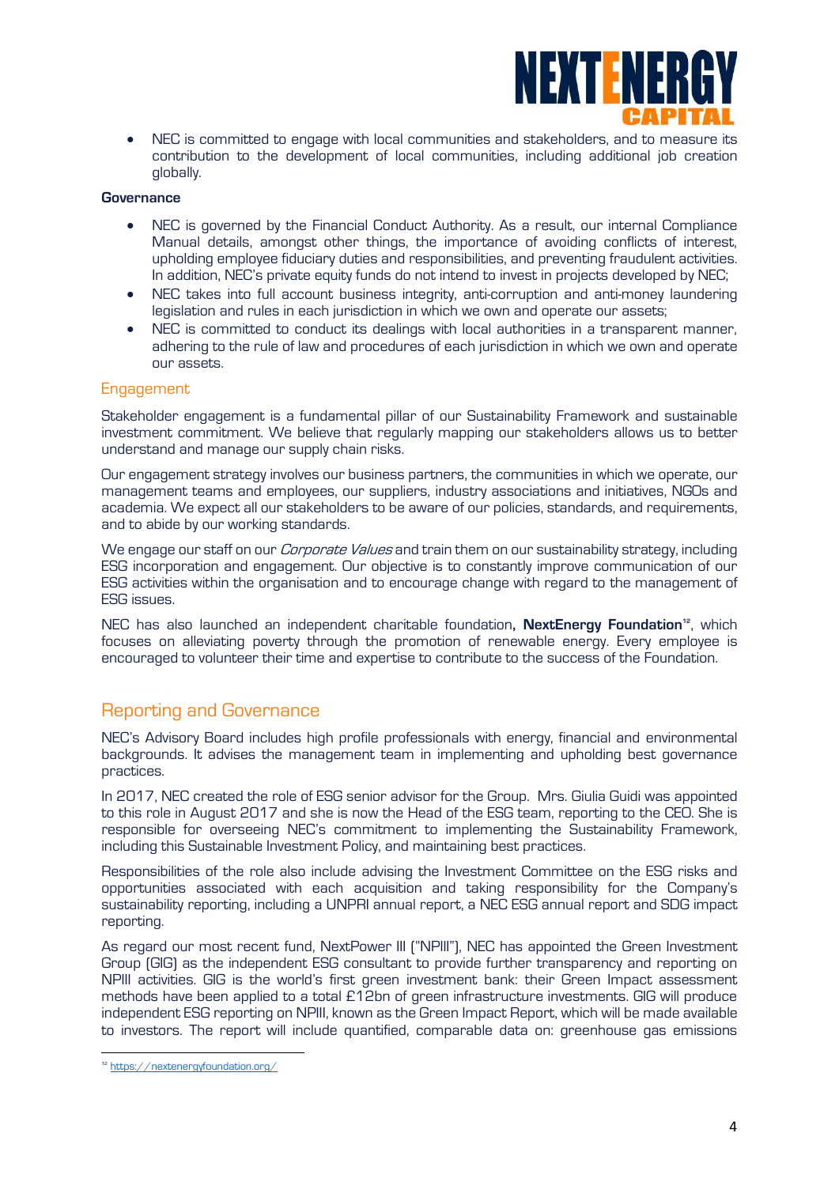- NEC is committed to engage with local communities and stakeholders, and to measure its contribution to the development of local communities, including additional job creation globally.

**Governance**

- NEC is governed by the Financial Conduct Authority. As a result, our internal Compliance Manual details, amongst other things, the importance of avoiding conflicts of interest, upholding employee fiduciary duties and responsibilities, and preventing fraudulent activities. In addition, NEC's private equity funds do not intend to invest in projects developed by NEC;
- NEC takes into full account business integrity, anti-corruption and anti-money laundering legislation and rules in each jurisdiction in which we own and operate our assets;
- NEC is committed to conduct its dealings with local authorities in a transparent manner, adhering to the rule of law and procedures of each jurisdiction in which we own and operate our assets.

### Engagement

Stakeholder engagement is a fundamental pillar of our Sustainability Framework and sustainable investment commitment. We believe that regularly mapping our stakeholders allows us to better understand and manage our supply chain risks.

Our engagement strategy involves our business partners, the communities in which we operate, our management teams and employees, our suppliers, industry associations and initiatives, NGOs and academia. We expect all our stakeholders to be aware of our policies, standards, and requirements, and to abide by our working standards.

We engage our staff on our *Corporate Values* and train them on our sustainability strategy, including ESG incorporation and engagement. Our objective is to constantly improve communication of our ESG activities within the organisation and to encourage change with regard to the management of ESG issues.

NEC has also launched an independent charitable foundation, **NextEnergy Foundation**[12], which focuses on alleviating poverty through the promotion of renewable energy. Every employee is encouraged to volunteer their time and expertise to contribute to the success of the Foundation.

## Reporting and Governance

NEC's Advisory Board includes high profile professionals with energy, financial and environmental backgrounds. It advises the management team in implementing and upholding best governance practices.

In 2017, NEC created the role of ESG senior advisor for the Group. Mrs. Giulia Guidi was appointed to this role in August 2017 and she is now the Head of the ESG team, reporting to the CEO. She is responsible for overseeing NEC's commitment to implementing the Sustainability Framework, including this Sustainable Investment Policy, and maintaining best practices.

Responsibilities of the role also include advising the Investment Committee on the ESG risks and opportunities associated with each acquisition and taking responsibility for the Company's sustainability reporting, including a UNPRI annual report, a NEC ESG annual report and SDG impact reporting.

As regard our most recent fund, NextPower III ("NPIII"), NEC has appointed the Green Investment Group (GIG) as the independent ESG consultant to provide further transparency and reporting on NPIII activities. GIG is the world's first green investment bank: their Green Impact assessment methods have been applied to a total £12bn of green infrastructure investments. GIG will produce independent ESG reporting on NPIII, known as the Green Impact Report, which will be made available to investors. The report will include quantified, comparable data on: greenhouse gas emissions

[12] https://nextenergyfoundation.org/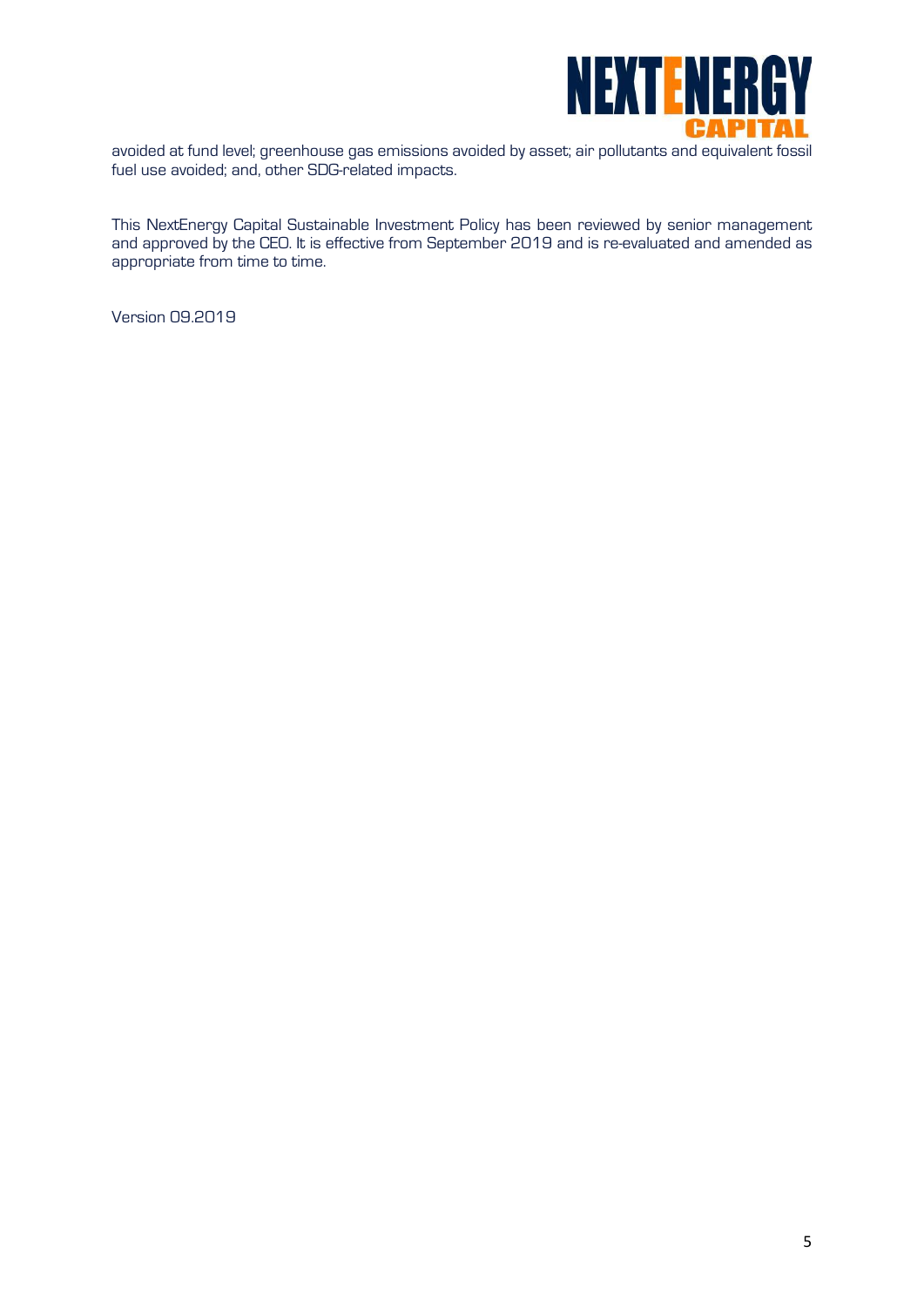avoided at fund level; greenhouse gas emissions avoided by asset; air pollutants and equivalent fossil fuel use avoided; and, other SDG-related impacts.

This NextEnergy Capital Sustainable Investment Policy has been reviewed by senior management and approved by the CEO. It is effective from September 2019 and is re-evaluated and amended as appropriate from time to time.

Version 09.2019